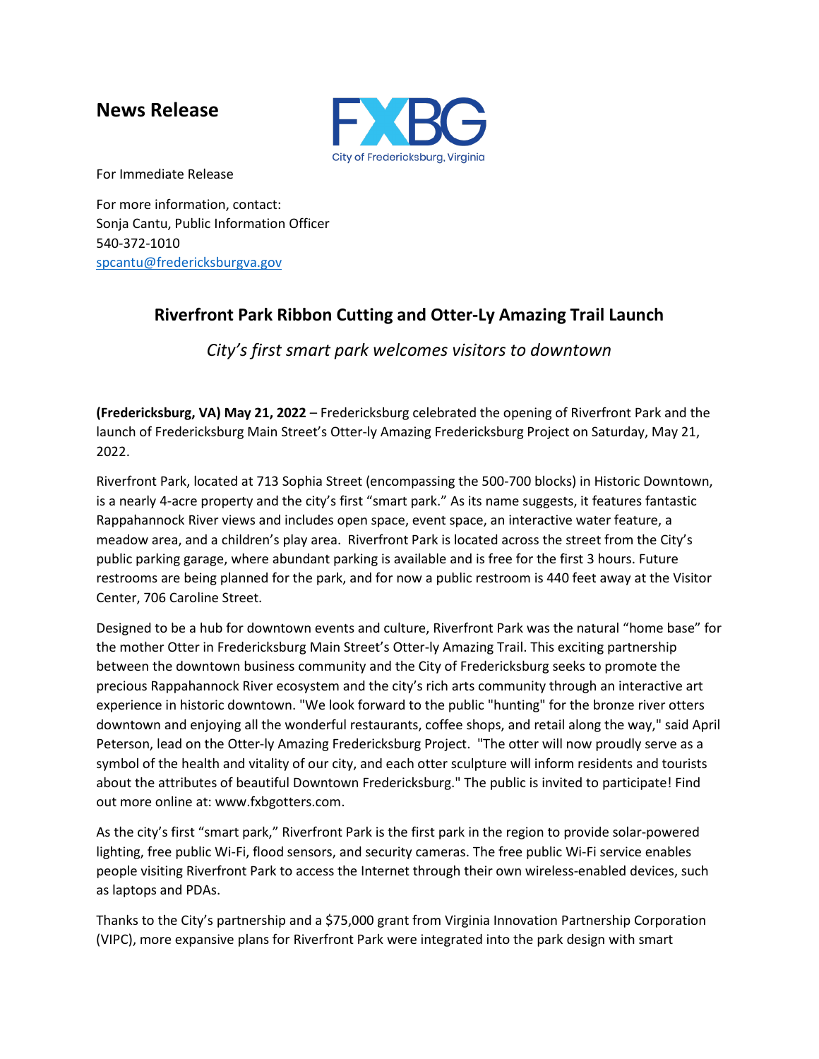## News Release

FXBG
City of Fredericksburg, Virginia

For Immediate Release

For more information, contact:
Sonja Cantu, Public Information Officer
540-372-1010
spcantu@fredericksburgva.gov

### Riverfront Park Ribbon Cutting and Otter-Ly Amazing Trail Launch

*City's first smart park welcomes visitors to downtown*

**(Fredericksburg, VA) May 21, 2022** – Fredericksburg celebrated the opening of Riverfront Park and the launch of Fredericksburg Main Street's Otter-ly Amazing Fredericksburg Project on Saturday, May 21, 2022.

Riverfront Park, located at 713 Sophia Street (encompassing the 500-700 blocks) in Historic Downtown, is a nearly 4-acre property and the city's first "smart park." As its name suggests, it features fantastic Rappahannock River views and includes open space, event space, an interactive water feature, a meadow area, and a children's play area. Riverfront Park is located across the street from the City's public parking garage, where abundant parking is available and is free for the first 3 hours. Future restrooms are being planned for the park, and for now a public restroom is 440 feet away at the Visitor Center, 706 Caroline Street.

Designed to be a hub for downtown events and culture, Riverfront Park was the natural "home base" for the mother Otter in Fredericksburg Main Street's Otter-ly Amazing Trail. This exciting partnership between the downtown business community and the City of Fredericksburg seeks to promote the precious Rappahannock River ecosystem and the city's rich arts community through an interactive art experience in historic downtown. "We look forward to the public "hunting" for the bronze river otters downtown and enjoying all the wonderful restaurants, coffee shops, and retail along the way," said April Peterson, lead on the Otter-ly Amazing Fredericksburg Project. "The otter will now proudly serve as a symbol of the health and vitality of our city, and each otter sculpture will inform residents and tourists about the attributes of beautiful Downtown Fredericksburg." The public is invited to participate! Find out more online at: www.fxbgotters.com.

As the city's first "smart park," Riverfront Park is the first park in the region to provide solar-powered lighting, free public Wi-Fi, flood sensors, and security cameras. The free public Wi-Fi service enables people visiting Riverfront Park to access the Internet through their own wireless-enabled devices, such as laptops and PDAs.

Thanks to the City's partnership and a $75,000 grant from Virginia Innovation Partnership Corporation (VIPC), more expansive plans for Riverfront Park were integrated into the park design with smart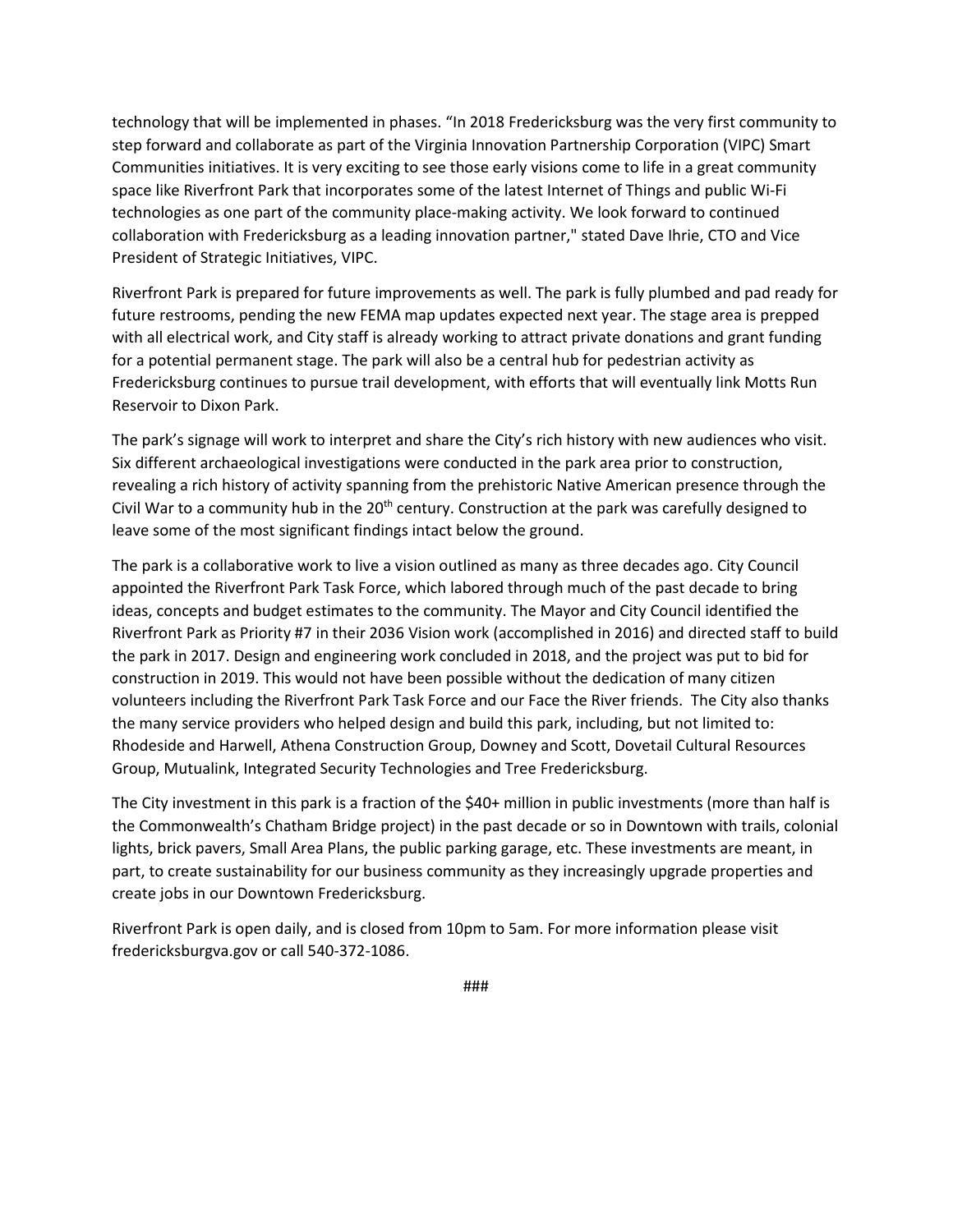technology that will be implemented in phases. “In 2018 Fredericksburg was the very first community to step forward and collaborate as part of the Virginia Innovation Partnership Corporation (VIPC) Smart Communities initiatives. It is very exciting to see those early visions come to life in a great community space like Riverfront Park that incorporates some of the latest Internet of Things and public Wi-Fi technologies as one part of the community place-making activity. We look forward to continued collaboration with Fredericksburg as a leading innovation partner," stated Dave Ihrie, CTO and Vice President of Strategic Initiatives, VIPC.

Riverfront Park is prepared for future improvements as well. The park is fully plumbed and pad ready for future restrooms, pending the new FEMA map updates expected next year. The stage area is prepped with all electrical work, and City staff is already working to attract private donations and grant funding for a potential permanent stage. The park will also be a central hub for pedestrian activity as Fredericksburg continues to pursue trail development, with efforts that will eventually link Motts Run Reservoir to Dixon Park.

The park’s signage will work to interpret and share the City’s rich history with new audiences who visit. Six different archaeological investigations were conducted in the park area prior to construction, revealing a rich history of activity spanning from the prehistoric Native American presence through the Civil War to a community hub in the 20th century. Construction at the park was carefully designed to leave some of the most significant findings intact below the ground.

The park is a collaborative work to live a vision outlined as many as three decades ago. City Council appointed the Riverfront Park Task Force, which labored through much of the past decade to bring ideas, concepts and budget estimates to the community. The Mayor and City Council identified the Riverfront Park as Priority #7 in their 2036 Vision work (accomplished in 2016) and directed staff to build the park in 2017. Design and engineering work concluded in 2018, and the project was put to bid for construction in 2019. This would not have been possible without the dedication of many citizen volunteers including the Riverfront Park Task Force and our Face the River friends. The City also thanks the many service providers who helped design and build this park, including, but not limited to: Rhodeside and Harwell, Athena Construction Group, Downey and Scott, Dovetail Cultural Resources Group, Mutualink, Integrated Security Technologies and Tree Fredericksburg.

The City investment in this park is a fraction of the $40+ million in public investments (more than half is the Commonwealth’s Chatham Bridge project) in the past decade or so in Downtown with trails, colonial lights, brick pavers, Small Area Plans, the public parking garage, etc. These investments are meant, in part, to create sustainability for our business community as they increasingly upgrade properties and create jobs in our Downtown Fredericksburg.

Riverfront Park is open daily, and is closed from 10pm to 5am. For more information please visit fredericksburgva.gov or call 540-372-1086.

###